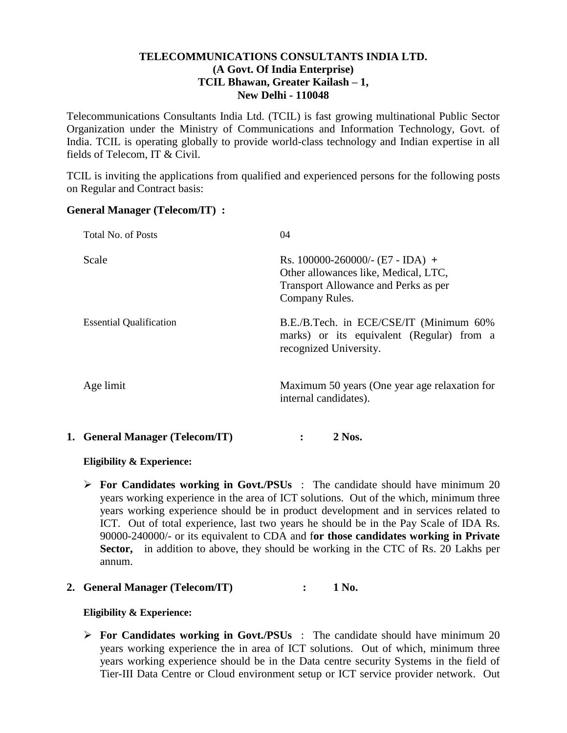**TELECOMMUNICATIONS CONSULTANTS INDIA LTD.**
**(A Govt. Of India Enterprise)**
**TCIL Bhawan, Greater Kailash – 1,**
**New Delhi - 110048**

Telecommunications Consultants India Ltd. (TCIL) is fast growing multinational Public Sector Organization under the Ministry of Communications and Information Technology, Govt. of India. TCIL is operating globally to provide world-class technology and Indian expertise in all fields of Telecom, IT & Civil.

TCIL is inviting the applications from qualified and experienced persons for the following posts on Regular and Contract basis:

**General Manager (Telecom/IT) :**

| | |
|---|---|
| Total No. of Posts | 04 |
| Scale | Rs. 100000-260000/- (E7 - IDA) + Other allowances like, Medical, LTC, Transport Allowance and Perks as per Company Rules. |
| Essential Qualification | B.E./B.Tech. in ECE/CSE/IT (Minimum 60% marks) or its equivalent (Regular) from a recognized University. |
| Age limit | Maximum 50 years (One year age relaxation for internal candidates). |

**1. General Manager (Telecom/IT) : 2 Nos.**

**Eligibility & Experience:**

- **For Candidates working in Govt./PSUs** : The candidate should have minimum 20 years working experience in the area of ICT solutions. Out of the which, minimum three years working experience should be in product development and in services related to ICT. Out of total experience, last two years he should be in the Pay Scale of IDA Rs. 90000-240000/- or its equivalent to CDA and f**or those candidates working in Private Sector,** in addition to above, they should be working in the CTC of Rs. 20 Lakhs per annum.

**2. General Manager (Telecom/IT) : 1 No.**

**Eligibility & Experience:**

- **For Candidates working in Govt./PSUs** : The candidate should have minimum 20 years working experience the in area of ICT solutions. Out of which, minimum three years working experience should be in the Data centre security Systems in the field of Tier-III Data Centre or Cloud environment setup or ICT service provider network. Out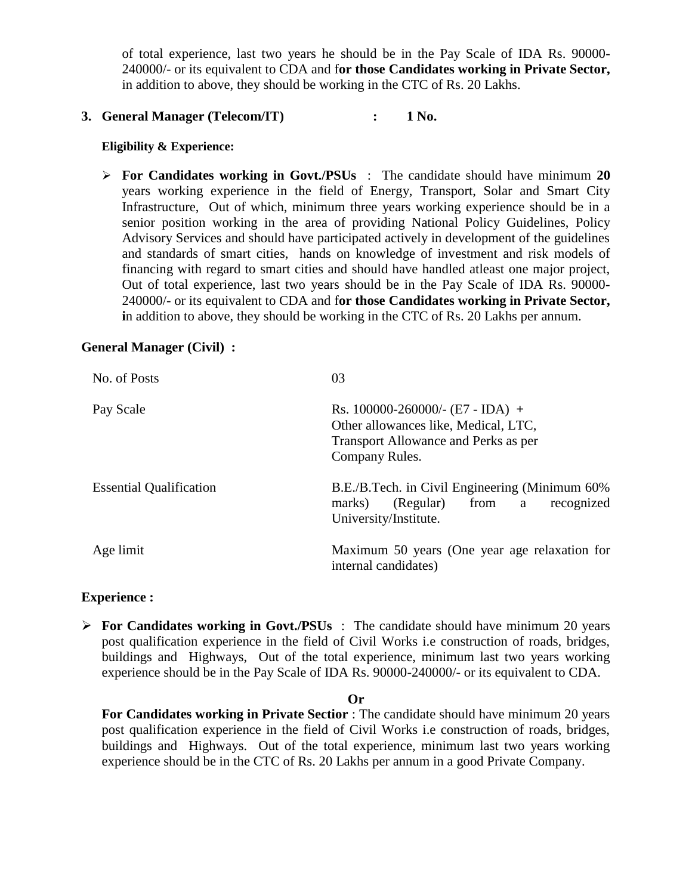of total experience, last two years he should be in the Pay Scale of IDA Rs. 90000-240000/- or its equivalent to CDA and f**or those Candidates working in Private Sector,** in addition to above, they should be working in the CTC of Rs. 20 Lakhs.

**3. General Manager (Telecom/IT) : 1 No.**

**Eligibility & Experience:**

- **For Candidates working in Govt./PSUs** : The candidate should have minimum **20** years working experience in the field of Energy, Transport, Solar and Smart City Infrastructure, Out of which, minimum three years working experience should be in a senior position working in the area of providing National Policy Guidelines, Policy Advisory Services and should have participated actively in development of the guidelines and standards of smart cities, hands on knowledge of investment and risk models of financing with regard to smart cities and should have handled atleast one major project, Out of total experience, last two years should be in the Pay Scale of IDA Rs. 90000-240000/- or its equivalent to CDA and f**or those Candidates working in Private Sector, i**n addition to above, they should be working in the CTC of Rs. 20 Lakhs per annum.

**General Manager (Civil) :**

| | |
|---|---|
| No. of Posts | 03 |
| Pay Scale | Rs. 100000-260000/- (E7 - IDA) **+** Other allowances like, Medical, LTC, Transport Allowance and Perks as per Company Rules. |
| Essential Qualification | B.E./B.Tech. in Civil Engineering (Minimum 60% marks) (Regular) from a recognized University/Institute. |
| Age limit | Maximum 50 years (One year age relaxation for internal candidates) |

**Experience :**

- **For Candidates working in Govt./PSUs** : The candidate should have minimum 20 years post qualification experience in the field of Civil Works i.e construction of roads, bridges, buildings and Highways, Out of the total experience, minimum last two years working experience should be in the Pay Scale of IDA Rs. 90000-240000/- or its equivalent to CDA.

**Or**

**For Candidates working in Private Sectior** : The candidate should have minimum 20 years post qualification experience in the field of Civil Works i.e construction of roads, bridges, buildings and Highways. Out of the total experience, minimum last two years working experience should be in the CTC of Rs. 20 Lakhs per annum in a good Private Company.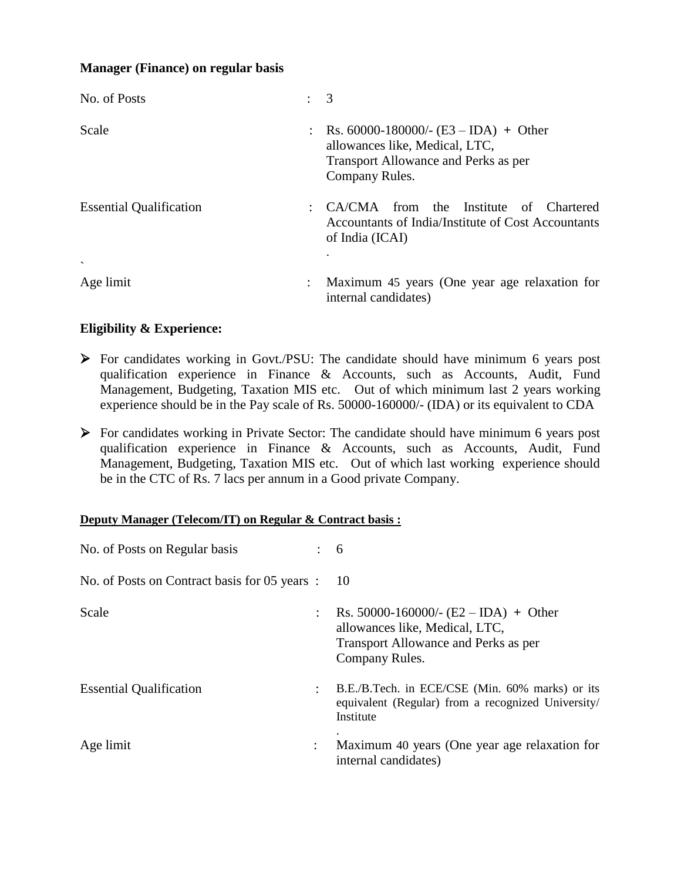**Manager (Finance) on regular basis**

| | | |
|---|---|---|
| No. of Posts | : | 3 |
| Scale | : | Rs. 60000-180000/- (E3 – IDA) + Other allowances like, Medical, LTC, Transport Allowance and Perks as per Company Rules. |
| Essential Qualification | : | CA/CMA from the Institute of Chartered Accountants of India/Institute of Cost Accountants of India (ICAI) |
| Age limit | : | Maximum 45 years (One year age relaxation for internal candidates) |

**Eligibility & Experience:**

- For candidates working in Govt./PSU: The candidate should have minimum 6 years post qualification experience in Finance & Accounts, such as Accounts, Audit, Fund Management, Budgeting, Taxation MIS etc. Out of which minimum last 2 years working experience should be in the Pay scale of Rs. 50000-160000/- (IDA) or its equivalent to CDA
- For candidates working in Private Sector: The candidate should have minimum 6 years post qualification experience in Finance & Accounts, such as Accounts, Audit, Fund Management, Budgeting, Taxation MIS etc. Out of which last working experience should be in the CTC of Rs. 7 lacs per annum in a Good private Company.

**Deputy Manager (Telecom/IT) on Regular & Contract basis :**

| | | |
|---|---|---|
| No. of Posts on Regular basis | : | 6 |
| No. of Posts on Contract basis for 05 years | : | 10 |
| Scale | : | Rs. 50000-160000/- (E2 – IDA) + Other allowances like, Medical, LTC, Transport Allowance and Perks as per Company Rules. |
| Essential Qualification | : | B.E./B.Tech. in ECE/CSE (Min. 60% marks) or its equivalent (Regular) from a recognized University/ Institute |
| Age limit | : | Maximum 40 years (One year age relaxation for internal candidates) |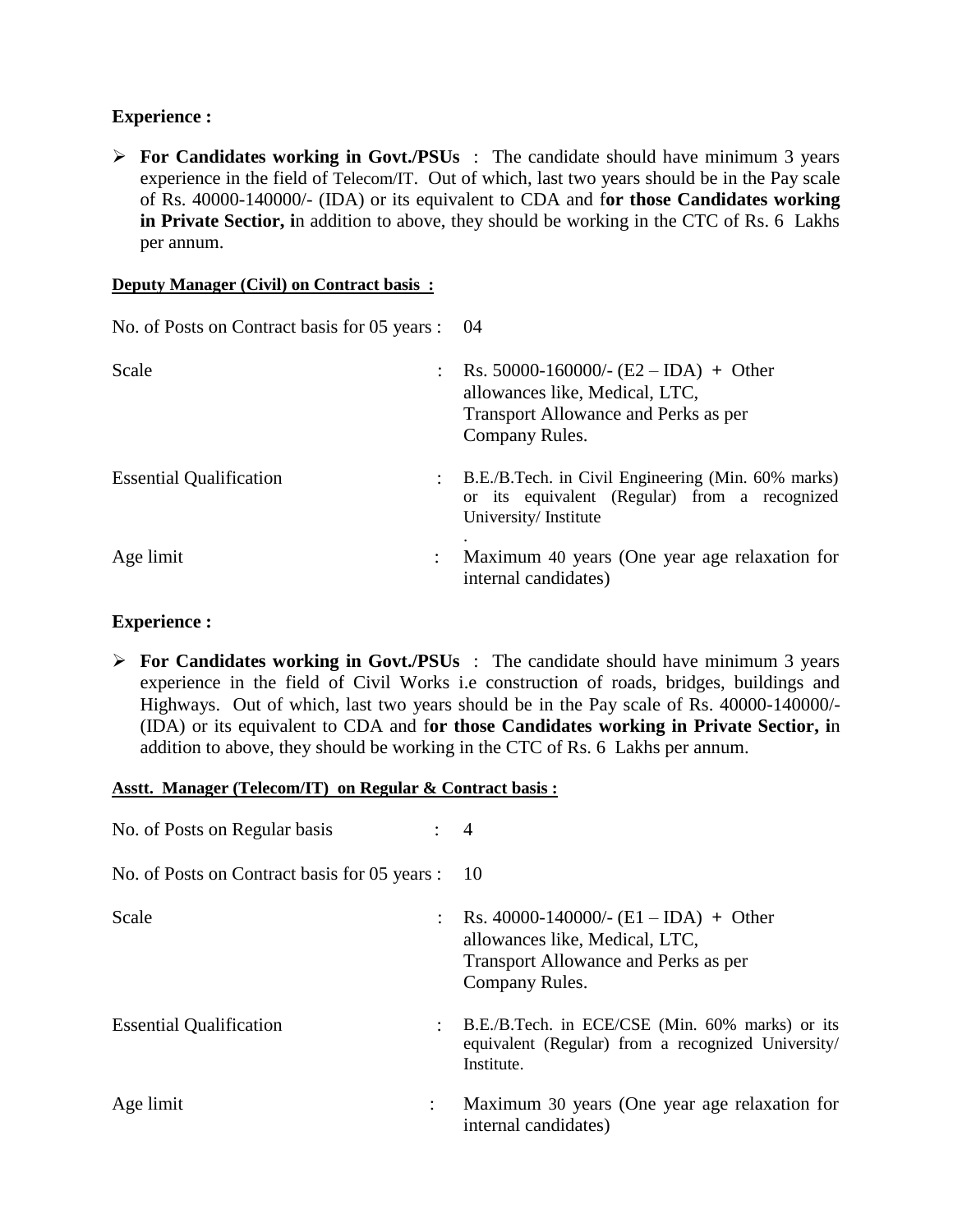**Experience :**

- **For Candidates working in Govt./PSUs** : The candidate should have minimum 3 years experience in the field of Telecom/IT. Out of which, last two years should be in the Pay scale of Rs. 40000-140000/- (IDA) or its equivalent to CDA and f**or those Candidates working in Private Sectior, i**n addition to above, they should be working in the CTC of Rs. 6 Lakhs per annum.

**Deputy Manager (Civil) on Contract basis :**

| | | |
|---|---|---|
| No. of Posts on Contract basis for 05 years | : | 04 |
| Scale | : | Rs. 50000-160000/- (E2 – IDA) + Other allowances like, Medical, LTC, Transport Allowance and Perks as per Company Rules. |
| Essential Qualification | : | B.E./B.Tech. in Civil Engineering (Min. 60% marks) or its equivalent (Regular) from a recognized University/ Institute |
| Age limit | : | Maximum 40 years (One year age relaxation for internal candidates) |

**Experience :**

- **For Candidates working in Govt./PSUs** : The candidate should have minimum 3 years experience in the field of Civil Works i.e construction of roads, bridges, buildings and Highways. Out of which, last two years should be in the Pay scale of Rs. 40000-140000/- (IDA) or its equivalent to CDA and f**or those Candidates working in Private Sectior, i**n addition to above, they should be working in the CTC of Rs. 6 Lakhs per annum.

**Asstt. Manager (Telecom/IT) on Regular & Contract basis :**

| | | |
|---|---|---|
| No. of Posts on Regular basis | : | 4 |
| No. of Posts on Contract basis for 05 years | : | 10 |
| Scale | : | Rs. 40000-140000/- (E1 – IDA) + Other allowances like, Medical, LTC, Transport Allowance and Perks as per Company Rules. |
| Essential Qualification | : | B.E./B.Tech. in ECE/CSE (Min. 60% marks) or its equivalent (Regular) from a recognized University/ Institute. |
| Age limit | : | Maximum 30 years (One year age relaxation for internal candidates) |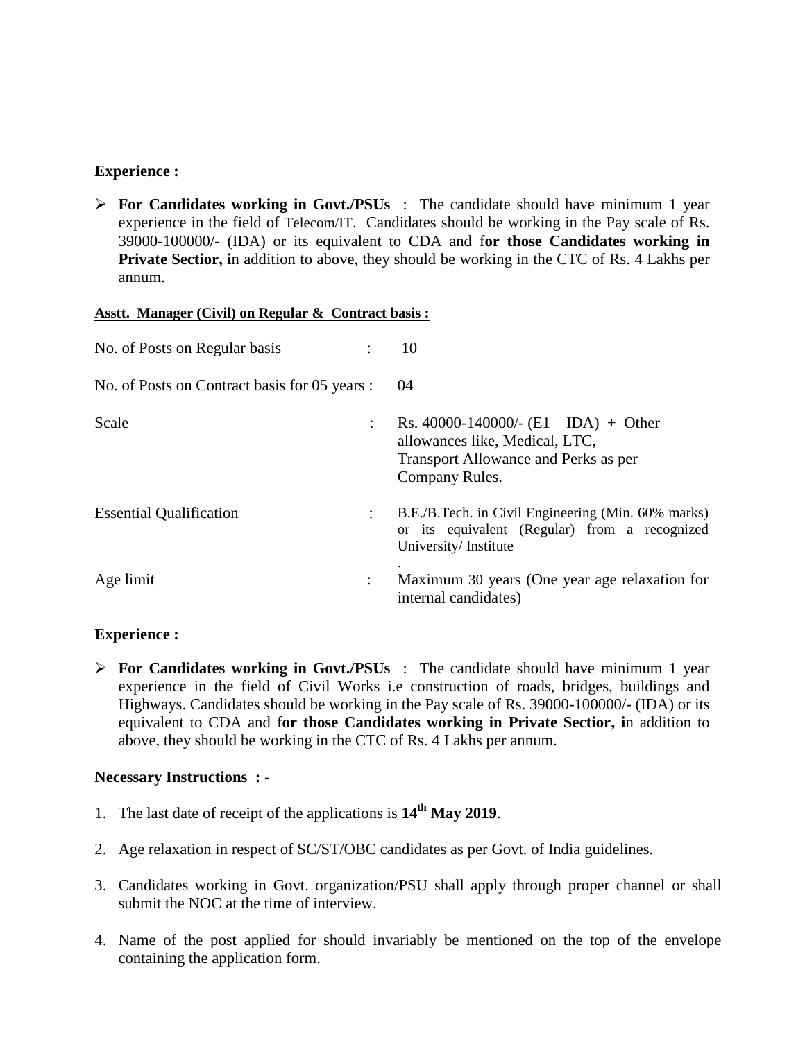**Experience :**

- **For Candidates working in Govt./PSUs** : The candidate should have minimum 1 year experience in the field of Telecom/IT. Candidates should be working in the Pay scale of Rs. 39000-100000/- (IDA) or its equivalent to CDA and f**or those Candidates working in Private Sectior, i**n addition to above, they should be working in the CTC of Rs. 4 Lakhs per annum.

**Asstt. Manager (Civil) on Regular & Contract basis :**

| | | |
|---|---|---|
| No. of Posts on Regular basis | : | 10 |
| No. of Posts on Contract basis for 05 years | : | 04 |
| Scale | : | Rs. 40000-140000/- (E1 – IDA) + Other allowances like, Medical, LTC, Transport Allowance and Perks as per Company Rules. |
| Essential Qualification | : | B.E./B.Tech. in Civil Engineering (Min. 60% marks) or its equivalent (Regular) from a recognized University/ Institute . |
| Age limit | : | Maximum 30 years (One year age relaxation for internal candidates) |

**Experience :**

- **For Candidates working in Govt./PSUs** : The candidate should have minimum 1 year experience in the field of Civil Works i.e construction of roads, bridges, buildings and Highways. Candidates should be working in the Pay scale of Rs. 39000-100000/- (IDA) or its equivalent to CDA and f**or those Candidates working in Private Sectior, i**n addition to above, they should be working in the CTC of Rs. 4 Lakhs per annum.

**Necessary Instructions : -**

1. The last date of receipt of the applications is **14th May 2019**.
2. Age relaxation in respect of SC/ST/OBC candidates as per Govt. of India guidelines.
3. Candidates working in Govt. organization/PSU shall apply through proper channel or shall submit the NOC at the time of interview.
4. Name of the post applied for should invariably be mentioned on the top of the envelope containing the application form.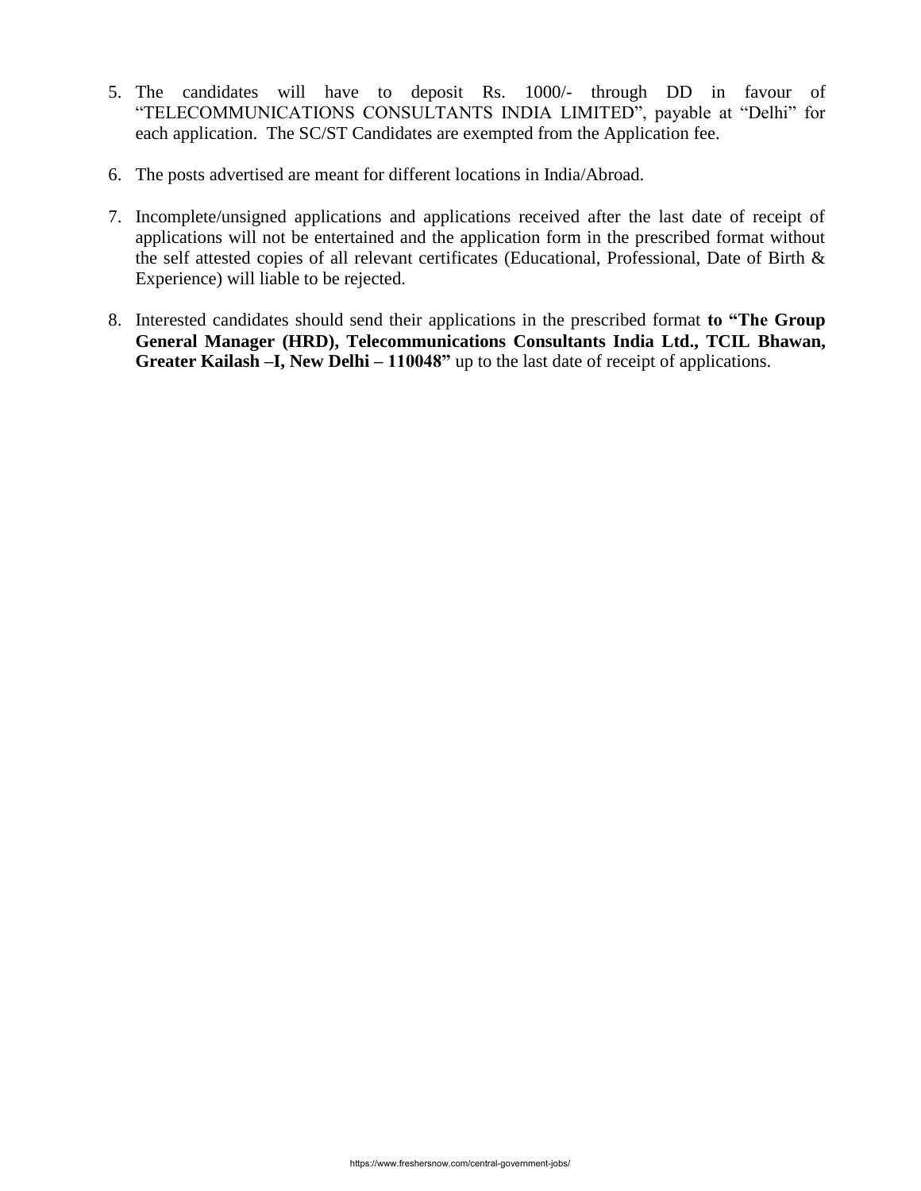5. The candidates will have to deposit Rs. 1000/- through DD in favour of "TELECOMMUNICATIONS CONSULTANTS INDIA LIMITED", payable at "Delhi" for each application. The SC/ST Candidates are exempted from the Application fee.

6. The posts advertised are meant for different locations in India/Abroad.

7. Incomplete/unsigned applications and applications received after the last date of receipt of applications will not be entertained and the application form in the prescribed format without the self attested copies of all relevant certificates (Educational, Professional, Date of Birth & Experience) will liable to be rejected.

8. Interested candidates should send their applications in the prescribed format **to "The Group General Manager (HRD), Telecommunications Consultants India Ltd., TCIL Bhawan, Greater Kailash –I, New Delhi – 110048"** up to the last date of receipt of applications.